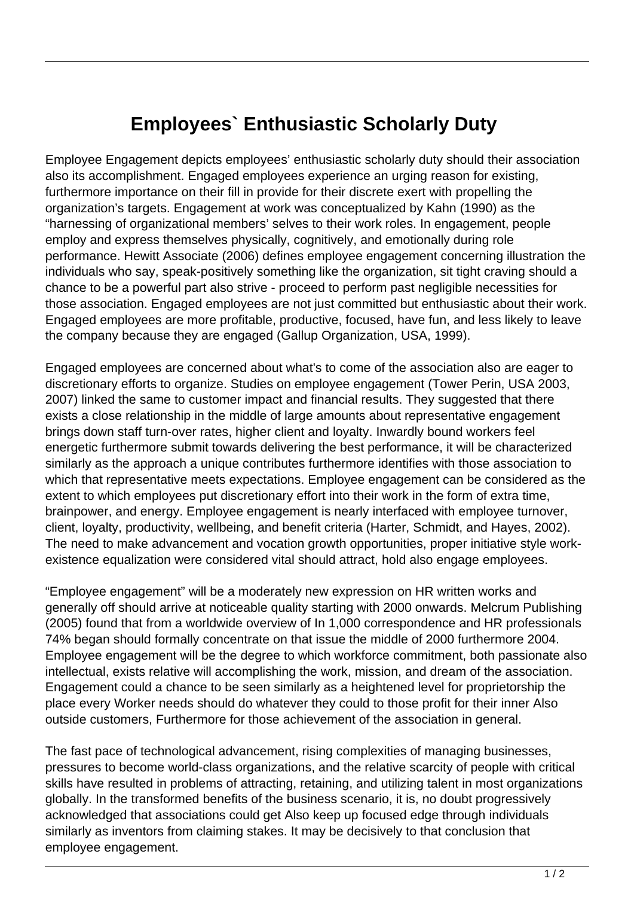# Employees` Enthusiastic Scholarly Duty

Employee Engagement depicts employees' enthusiastic scholarly duty should their association also its accomplishment. Engaged employees experience an urging reason for existing, furthermore importance on their fill in provide for their discrete exert with propelling the organization's targets. Engagement at work was conceptualized by Kahn (1990) as the "harnessing of organizational members' selves to their work roles. In engagement, people employ and express themselves physically, cognitively, and emotionally during role performance. Hewitt Associate (2006) defines employee engagement concerning illustration the individuals who say, speak-positively something like the organization, sit tight craving should a chance to be a powerful part also strive - proceed to perform past negligible necessities for those association. Engaged employees are not just committed but enthusiastic about their work. Engaged employees are more profitable, productive, focused, have fun, and less likely to leave the company because they are engaged (Gallup Organization, USA, 1999).

Engaged employees are concerned about what's to come of the association also are eager to discretionary efforts to organize. Studies on employee engagement (Tower Perin, USA 2003, 2007) linked the same to customer impact and financial results. They suggested that there exists a close relationship in the middle of large amounts about representative engagement brings down staff turn-over rates, higher client and loyalty. Inwardly bound workers feel energetic furthermore submit towards delivering the best performance, it will be characterized similarly as the approach a unique contributes furthermore identifies with those association to which that representative meets expectations. Employee engagement can be considered as the extent to which employees put discretionary effort into their work in the form of extra time, brainpower, and energy. Employee engagement is nearly interfaced with employee turnover, client, loyalty, productivity, wellbeing, and benefit criteria (Harter, Schmidt, and Hayes, 2002). The need to make advancement and vocation growth opportunities, proper initiative style work-existence equalization were considered vital should attract, hold also engage employees.

"Employee engagement" will be a moderately new expression on HR written works and generally off should arrive at noticeable quality starting with 2000 onwards. Melcrum Publishing (2005) found that from a worldwide overview of In 1,000 correspondence and HR professionals 74% began should formally concentrate on that issue the middle of 2000 furthermore 2004. Employee engagement will be the degree to which workforce commitment, both passionate also intellectual, exists relative will accomplishing the work, mission, and dream of the association. Engagement could a chance to be seen similarly as a heightened level for proprietorship the place every Worker needs should do whatever they could to those profit for their inner Also outside customers, Furthermore for those achievement of the association in general.

The fast pace of technological advancement, rising complexities of managing businesses, pressures to become world-class organizations, and the relative scarcity of people with critical skills have resulted in problems of attracting, retaining, and utilizing talent in most organizations globally. In the transformed benefits of the business scenario, it is, no doubt progressively acknowledged that associations could get Also keep up focused edge through individuals similarly as inventors from claiming stakes. It may be decisively to that conclusion that employee engagement.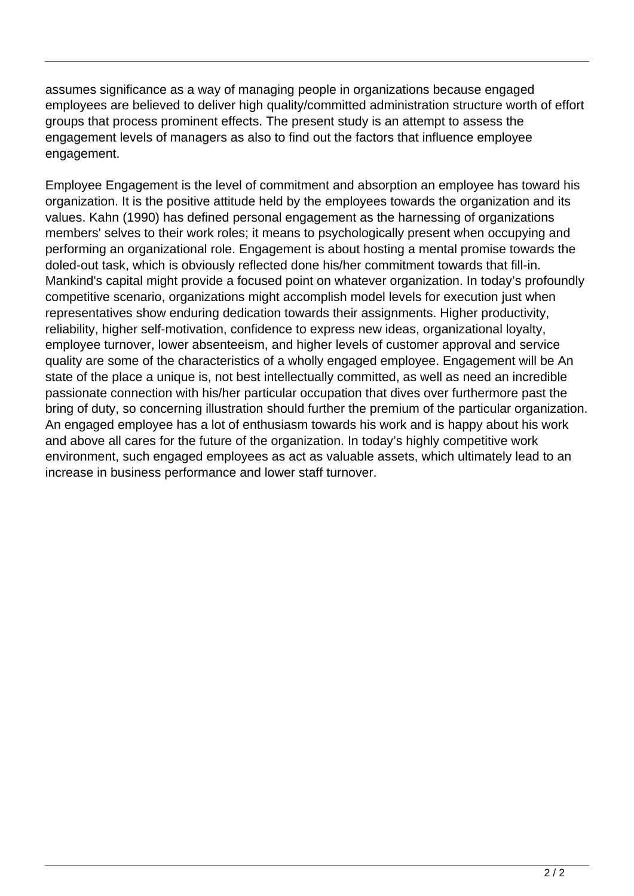assumes significance as a way of managing people in organizations because engaged employees are believed to deliver high quality/committed administration structure worth of effort groups that process prominent effects. The present study is an attempt to assess the engagement levels of managers as also to find out the factors that influence employee engagement.

Employee Engagement is the level of commitment and absorption an employee has toward his organization. It is the positive attitude held by the employees towards the organization and its values. Kahn (1990) has defined personal engagement as the harnessing of organizations members' selves to their work roles; it means to psychologically present when occupying and performing an organizational role. Engagement is about hosting a mental promise towards the doled-out task, which is obviously reflected done his/her commitment towards that fill-in. Mankind's capital might provide a focused point on whatever organization. In today's profoundly competitive scenario, organizations might accomplish model levels for execution just when representatives show enduring dedication towards their assignments. Higher productivity, reliability, higher self-motivation, confidence to express new ideas, organizational loyalty, employee turnover, lower absenteeism, and higher levels of customer approval and service quality are some of the characteristics of a wholly engaged employee. Engagement will be An state of the place a unique is, not best intellectually committed, as well as need an incredible passionate connection with his/her particular occupation that dives over furthermore past the bring of duty, so concerning illustration should further the premium of the particular organization. An engaged employee has a lot of enthusiasm towards his work and is happy about his work and above all cares for the future of the organization. In today's highly competitive work environment, such engaged employees as act as valuable assets, which ultimately lead to an increase in business performance and lower staff turnover.